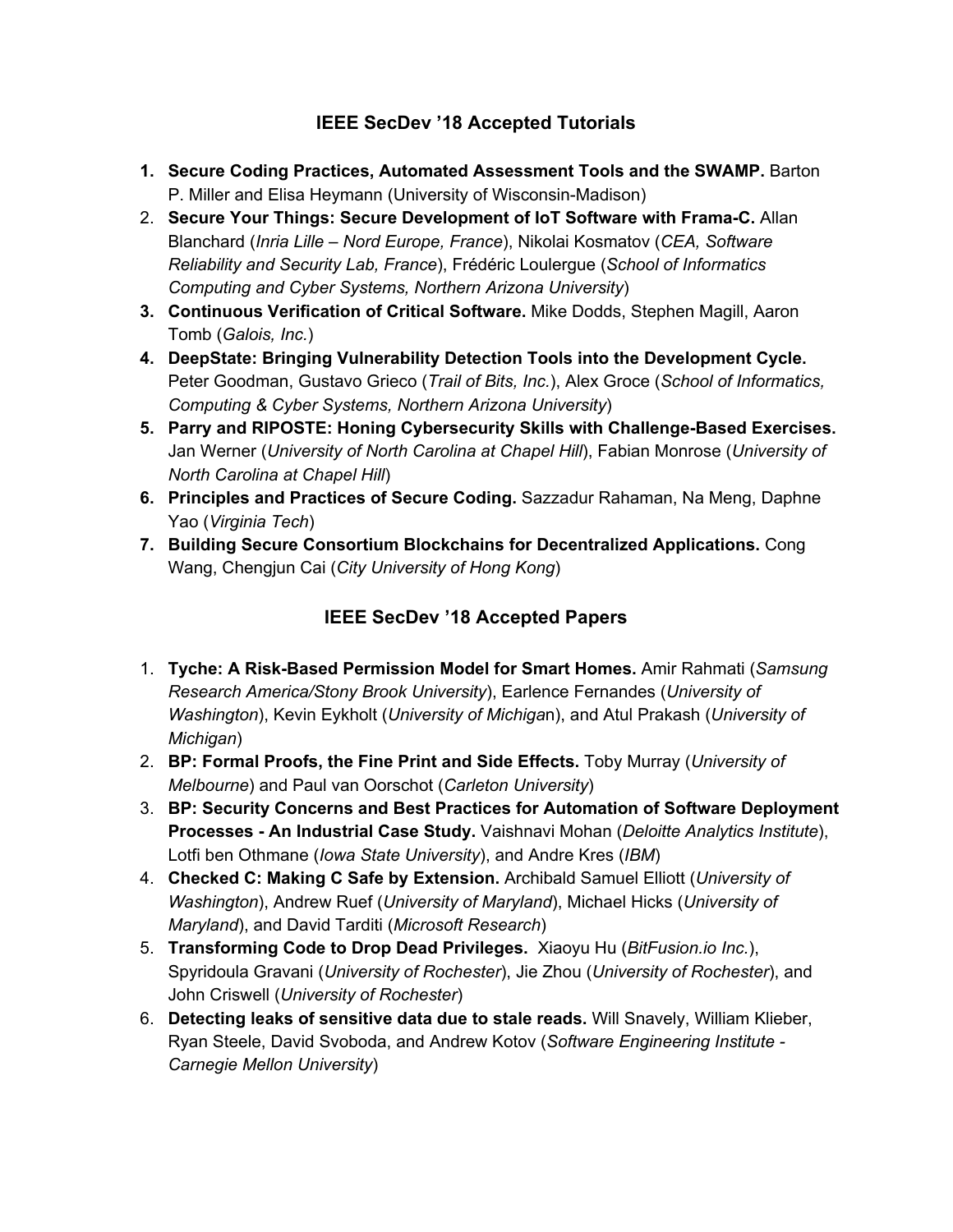## IEEE SecDev '18 Accepted Tutorials

1. **Secure Coding Practices, Automated Assessment Tools and the SWAMP.** Barton P. Miller and Elisa Heymann (University of Wisconsin-Madison)
2. **Secure Your Things: Secure Development of IoT Software with Frama-C.** Allan Blanchard (*Inria Lille – Nord Europe, France*), Nikolai Kosmatov (*CEA, Software Reliability and Security Lab, France*), Frédéric Loulergue (*School of Informatics Computing and Cyber Systems, Northern Arizona University*)
3. **Continuous Verification of Critical Software.** Mike Dodds, Stephen Magill, Aaron Tomb (*Galois, Inc.*)
4. **DeepState: Bringing Vulnerability Detection Tools into the Development Cycle.** Peter Goodman, Gustavo Grieco (*Trail of Bits, Inc.*), Alex Groce (*School of Informatics, Computing & Cyber Systems, Northern Arizona University*)
5. **Parry and RIPOSTE: Honing Cybersecurity Skills with Challenge-Based Exercises.** Jan Werner (*University of North Carolina at Chapel Hill*), Fabian Monrose (*University of North Carolina at Chapel Hill*)
6. **Principles and Practices of Secure Coding.** Sazzadur Rahaman, Na Meng, Daphne Yao (*Virginia Tech*)
7. **Building Secure Consortium Blockchains for Decentralized Applications.** Cong Wang, Chengjun Cai (*City University of Hong Kong*)

## IEEE SecDev '18 Accepted Papers

1. **Tyche: A Risk-Based Permission Model for Smart Homes.** Amir Rahmati (*Samsung Research America/Stony Brook University*), Earlence Fernandes (*University of Washington*), Kevin Eykholt (*University of Michigan*), and Atul Prakash (*University of Michigan*)
2. **BP: Formal Proofs, the Fine Print and Side Effects.** Toby Murray (*University of Melbourne*) and Paul van Oorschot (*Carleton University*)
3. **BP: Security Concerns and Best Practices for Automation of Software Deployment Processes - An Industrial Case Study.** Vaishnavi Mohan (*Deloitte Analytics Institute*), Lotfi ben Othmane (*Iowa State University*), and Andre Kres (*IBM*)
4. **Checked C: Making C Safe by Extension.** Archibald Samuel Elliott (*University of Washington*), Andrew Ruef (*University of Maryland*), Michael Hicks (*University of Maryland*), and David Tarditi (*Microsoft Research*)
5. **Transforming Code to Drop Dead Privileges.** Xiaoyu Hu (*BitFusion.io Inc.*), Spyridoula Gravani (*University of Rochester*), Jie Zhou (*University of Rochester*), and John Criswell (*University of Rochester*)
6. **Detecting leaks of sensitive data due to stale reads.** Will Snavely, William Klieber, Ryan Steele, David Svoboda, and Andrew Kotov (*Software Engineering Institute - Carnegie Mellon University*)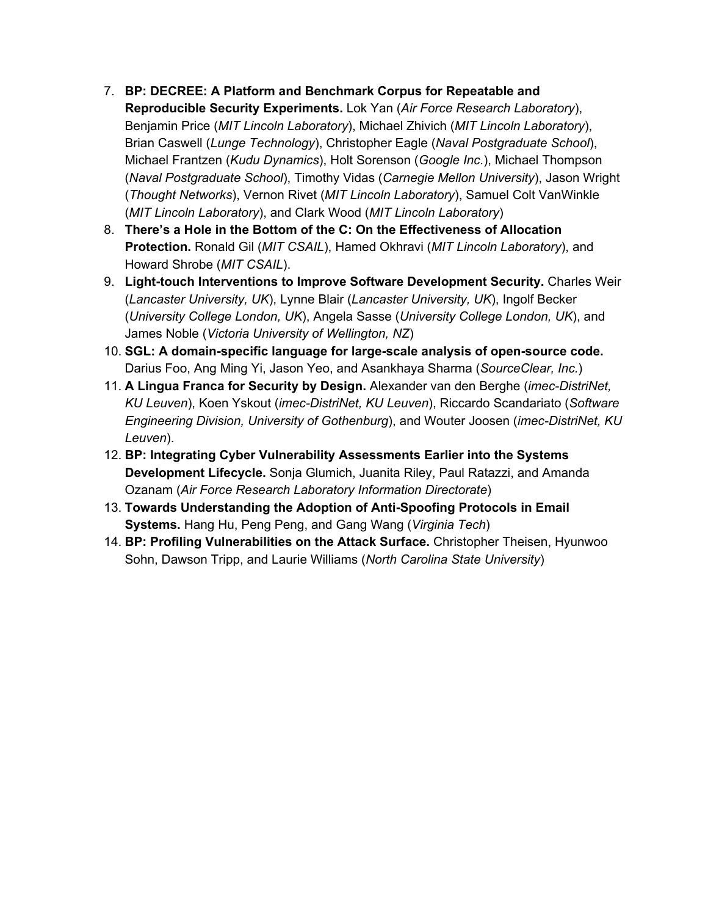7. **BP: DECREE: A Platform and Benchmark Corpus for Repeatable and Reproducible Security Experiments.** Lok Yan (*Air Force Research Laboratory*), Benjamin Price (*MIT Lincoln Laboratory*), Michael Zhivich (*MIT Lincoln Laboratory*), Brian Caswell (*Lunge Technology*), Christopher Eagle (*Naval Postgraduate School*), Michael Frantzen (*Kudu Dynamics*), Holt Sorenson (*Google Inc.*), Michael Thompson (*Naval Postgraduate School*), Timothy Vidas (*Carnegie Mellon University*), Jason Wright (*Thought Networks*), Vernon Rivet (*MIT Lincoln Laboratory*), Samuel Colt VanWinkle (*MIT Lincoln Laboratory*), and Clark Wood (*MIT Lincoln Laboratory*)
8. **There's a Hole in the Bottom of the C: On the Effectiveness of Allocation Protection.** Ronald Gil (*MIT CSAIL*), Hamed Okhravi (*MIT Lincoln Laboratory*), and Howard Shrobe (*MIT CSAIL*).
9. **Light-touch Interventions to Improve Software Development Security.** Charles Weir (*Lancaster University, UK*), Lynne Blair (*Lancaster University, UK*), Ingolf Becker (*University College London, UK*), Angela Sasse (*University College London, UK*), and James Noble (*Victoria University of Wellington, NZ*)
10. **SGL: A domain-specific language for large-scale analysis of open-source code.** Darius Foo, Ang Ming Yi, Jason Yeo, and Asankhaya Sharma (*SourceClear, Inc.*)
11. **A Lingua Franca for Security by Design.** Alexander van den Berghe (*imec-DistriNet, KU Leuven*), Koen Yskout (*imec-DistriNet, KU Leuven*), Riccardo Scandariato (*Software Engineering Division, University of Gothenburg*), and Wouter Joosen (*imec-DistriNet, KU Leuven*).
12. **BP: Integrating Cyber Vulnerability Assessments Earlier into the Systems Development Lifecycle.** Sonja Glumich, Juanita Riley, Paul Ratazzi, and Amanda Ozanam (*Air Force Research Laboratory Information Directorate*)
13. **Towards Understanding the Adoption of Anti-Spoofing Protocols in Email Systems.** Hang Hu, Peng Peng, and Gang Wang (*Virginia Tech*)
14. **BP: Profiling Vulnerabilities on the Attack Surface.** Christopher Theisen, Hyunwoo Sohn, Dawson Tripp, and Laurie Williams (*North Carolina State University*)